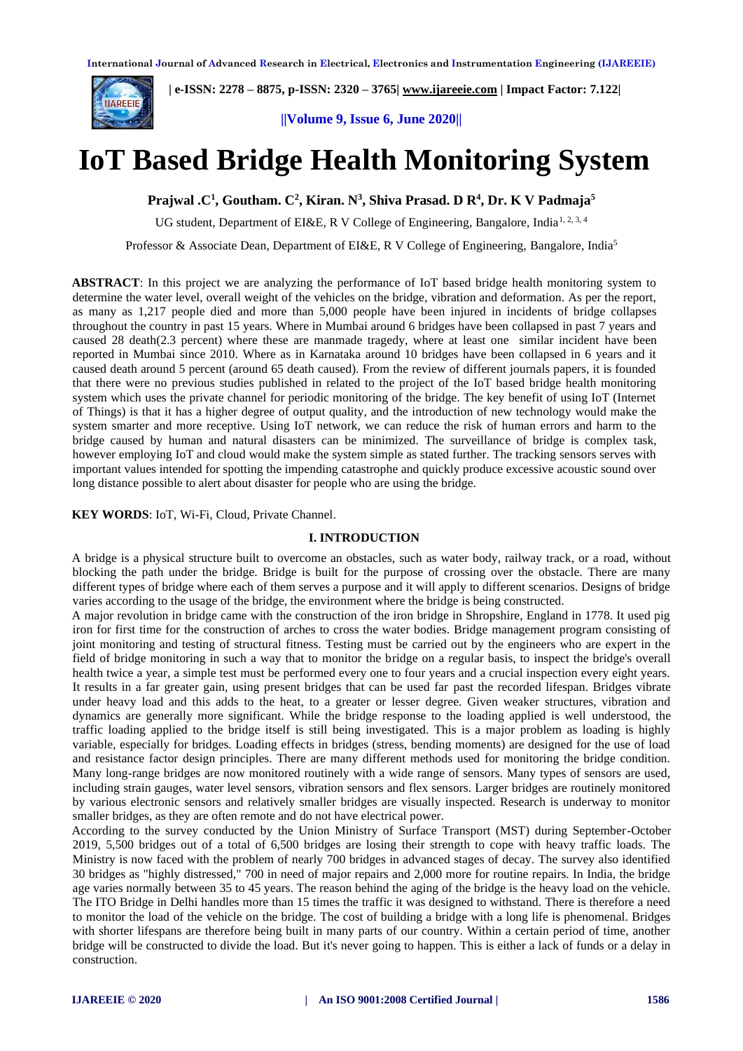# IoT Based Bridge Health Monitoring System

**Prajwal .C[1], Goutham. C[2], Kiran. N[3], Shiva Prasad. D R[4], Dr. K V Padmaja[5]**

UG student, Department of EI&E, R V College of Engineering, Bangalore, India[1, 2, 3, 4]

Professor & Associate Dean, Department of EI&E, R V College of Engineering, Bangalore, India[5]

**ABSTRACT**: In this project we are analyzing the performance of IoT based bridge health monitoring system to determine the water level, overall weight of the vehicles on the bridge, vibration and deformation. As per the report, as many as 1,217 people died and more than 5,000 people have been injured in incidents of bridge collapses throughout the country in past 15 years. Where in Mumbai around 6 bridges have been collapsed in past 7 years and caused 28 death(2.3 percent) where these are manmade tragedy, where at least one similar incident have been reported in Mumbai since 2010. Where as in Karnataka around 10 bridges have been collapsed in 6 years and it caused death around 5 percent (around 65 death caused). From the review of different journals papers, it is founded that there were no previous studies published in related to the project of the IoT based bridge health monitoring system which uses the private channel for periodic monitoring of the bridge. The key benefit of using IoT (Internet of Things) is that it has a higher degree of output quality, and the introduction of new technology would make the system smarter and more receptive. Using IoT network, we can reduce the risk of human errors and harm to the bridge caused by human and natural disasters can be minimized. The surveillance of bridge is complex task, however employing IoT and cloud would make the system simple as stated further. The tracking sensors serves with important values intended for spotting the impending catastrophe and quickly produce excessive acoustic sound over long distance possible to alert about disaster for people who are using the bridge.

**KEY WORDS**: IoT, Wi-Fi, Cloud, Private Channel.

## I. INTRODUCTION

A bridge is a physical structure built to overcome an obstacles, such as water body, railway track, or a road, without blocking the path under the bridge. Bridge is built for the purpose of crossing over the obstacle. There are many different types of bridge where each of them serves a purpose and it will apply to different scenarios. Designs of bridge varies according to the usage of the bridge, the environment where the bridge is being constructed.

A major revolution in bridge came with the construction of the iron bridge in Shropshire, England in 1778. It used pig iron for first time for the construction of arches to cross the water bodies. Bridge management program consisting of joint monitoring and testing of structural fitness. Testing must be carried out by the engineers who are expert in the field of bridge monitoring in such a way that to monitor the bridge on a regular basis, to inspect the bridge's overall health twice a year, a simple test must be performed every one to four years and a crucial inspection every eight years. It results in a far greater gain, using present bridges that can be used far past the recorded lifespan. Bridges vibrate under heavy load and this adds to the heat, to a greater or lesser degree. Given weaker structures, vibration and dynamics are generally more significant. While the bridge response to the loading applied is well understood, the traffic loading applied to the bridge itself is still being investigated. This is a major problem as loading is highly variable, especially for bridges. Loading effects in bridges (stress, bending moments) are designed for the use of load and resistance factor design principles. There are many different methods used for monitoring the bridge condition. Many long-range bridges are now monitored routinely with a wide range of sensors. Many types of sensors are used, including strain gauges, water level sensors, vibration sensors and flex sensors. Larger bridges are routinely monitored by various electronic sensors and relatively smaller bridges are visually inspected. Research is underway to monitor smaller bridges, as they are often remote and do not have electrical power.

According to the survey conducted by the Union Ministry of Surface Transport (MST) during September-October 2019, 5,500 bridges out of a total of 6,500 bridges are losing their strength to cope with heavy traffic loads. The Ministry is now faced with the problem of nearly 700 bridges in advanced stages of decay. The survey also identified 30 bridges as "highly distressed," 700 in need of major repairs and 2,000 more for routine repairs. In India, the bridge age varies normally between 35 to 45 years. The reason behind the aging of the bridge is the heavy load on the vehicle. The ITO Bridge in Delhi handles more than 15 times the traffic it was designed to withstand. There is therefore a need to monitor the load of the vehicle on the bridge. The cost of building a bridge with a long life is phenomenal. Bridges with shorter lifespans are therefore being built in many parts of our country. Within a certain period of time, another bridge will be constructed to divide the load. But it's never going to happen. This is either a lack of funds or a delay in construction.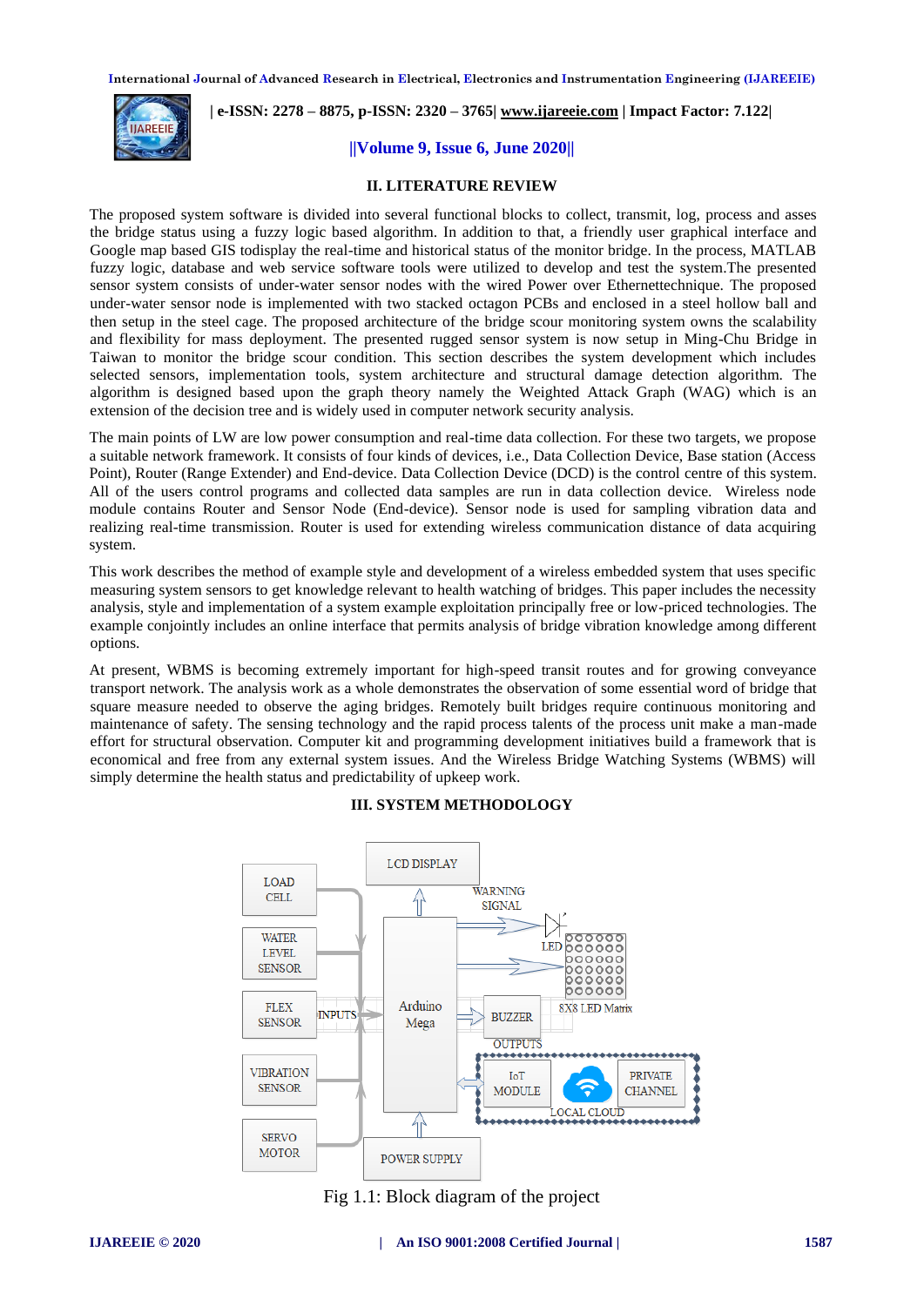## II. LITERATURE REVIEW

The proposed system software is divided into several functional blocks to collect, transmit, log, process and asses the bridge status using a fuzzy logic based algorithm. In addition to that, a friendly user graphical interface and Google map based GIS todisplay the real-time and historical status of the monitor bridge. In the process, MATLAB fuzzy logic, database and web service software tools were utilized to develop and test the system.The presented sensor system consists of under-water sensor nodes with the wired Power over Ethernettechnique. The proposed under-water sensor node is implemented with two stacked octagon PCBs and enclosed in a steel hollow ball and then setup in the steel cage. The proposed architecture of the bridge scour monitoring system owns the scalability and flexibility for mass deployment. The presented rugged sensor system is now setup in Ming-Chu Bridge in Taiwan to monitor the bridge scour condition. This section describes the system development which includes selected sensors, implementation tools, system architecture and structural damage detection algorithm. The algorithm is designed based upon the graph theory namely the Weighted Attack Graph (WAG) which is an extension of the decision tree and is widely used in computer network security analysis.

The main points of LW are low power consumption and real-time data collection. For these two targets, we propose a suitable network framework. It consists of four kinds of devices, i.e., Data Collection Device, Base station (Access Point), Router (Range Extender) and End-device. Data Collection Device (DCD) is the control centre of this system. All of the users control programs and collected data samples are run in data collection device. Wireless node module contains Router and Sensor Node (End-device). Sensor node is used for sampling vibration data and realizing real-time transmission. Router is used for extending wireless communication distance of data acquiring system.

This work describes the method of example style and development of a wireless embedded system that uses specific measuring system sensors to get knowledge relevant to health watching of bridges. This paper includes the necessity analysis, style and implementation of a system example exploitation principally free or low-priced technologies. The example conjointly includes an online interface that permits analysis of bridge vibration knowledge among different options.

At present, WBMS is becoming extremely important for high-speed transit routes and for growing conveyance transport network. The analysis work as a whole demonstrates the observation of some essential word of bridge that square measure needed to observe the aging bridges. Remotely built bridges require continuous monitoring and maintenance of safety. The sensing technology and the rapid process talents of the process unit make a man-made effort for structural observation. Computer kit and programming development initiatives build a framework that is economical and free from any external system issues. And the Wireless Bridge Watching Systems (WBMS) will simply determine the health status and predictability of upkeep work.

## III. SYSTEM METHODOLOGY

Fig 1.1: Block diagram of the project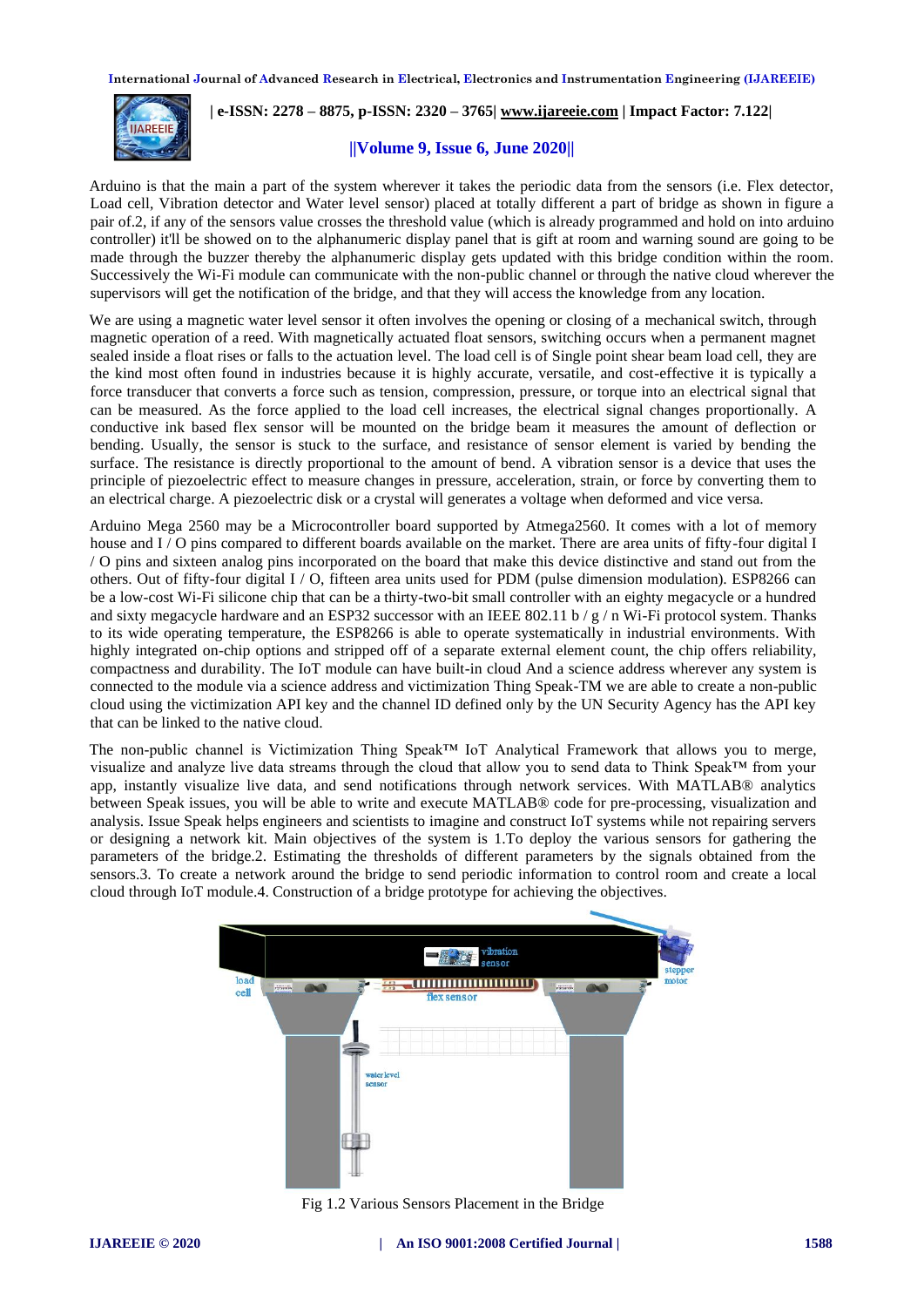Arduino is that the main a part of the system wherever it takes the periodic data from the sensors (i.e. Flex detector, Load cell, Vibration detector and Water level sensor) placed at totally different a part of bridge as shown in figure a pair of.2, if any of the sensors value crosses the threshold value (which is already programmed and hold on into arduino controller) it'll be showed on to the alphanumeric display panel that is gift at room and warning sound are going to be made through the buzzer thereby the alphanumeric display gets updated with this bridge condition within the room. Successively the Wi-Fi module can communicate with the non-public channel or through the native cloud wherever the supervisors will get the notification of the bridge, and that they will access the knowledge from any location.

We are using a magnetic water level sensor it often involves the opening or closing of a mechanical switch, through magnetic operation of a reed. With magnetically actuated float sensors, switching occurs when a permanent magnet sealed inside a float rises or falls to the actuation level. The load cell is of Single point shear beam load cell, they are the kind most often found in industries because it is highly accurate, versatile, and cost-effective it is typically a force transducer that converts a force such as tension, compression, pressure, or torque into an electrical signal that can be measured. As the force applied to the load cell increases, the electrical signal changes proportionally. A conductive ink based flex sensor will be mounted on the bridge beam it measures the amount of deflection or bending. Usually, the sensor is stuck to the surface, and resistance of sensor element is varied by bending the surface. The resistance is directly proportional to the amount of bend. A vibration sensor is a device that uses the principle of piezoelectric effect to measure changes in pressure, acceleration, strain, or force by converting them to an electrical charge. A piezoelectric disk or a crystal will generates a voltage when deformed and vice versa.

Arduino Mega 2560 may be a Microcontroller board supported by Atmega2560. It comes with a lot of memory house and I / O pins compared to different boards available on the market. There are area units of fifty-four digital I / O pins and sixteen analog pins incorporated on the board that make this device distinctive and stand out from the others. Out of fifty-four digital I / O, fifteen area units used for PDM (pulse dimension modulation). ESP8266 can be a low-cost Wi-Fi silicone chip that can be a thirty-two-bit small controller with an eighty megacycle or a hundred and sixty megacycle hardware and an ESP32 successor with an IEEE 802.11 b / g / n Wi-Fi protocol system. Thanks to its wide operating temperature, the ESP8266 is able to operate systematically in industrial environments. With highly integrated on-chip options and stripped off of a separate external element count, the chip offers reliability, compactness and durability. The IoT module can have built-in cloud And a science address wherever any system is connected to the module via a science address and victimization Thing Speak-TM we are able to create a non-public cloud using the victimization API key and the channel ID defined only by the UN Security Agency has the API key that can be linked to the native cloud.

The non-public channel is Victimization Thing Speak™ IoT Analytical Framework that allows you to merge, visualize and analyze live data streams through the cloud that allow you to send data to Think Speak™ from your app, instantly visualize live data, and send notifications through network services. With MATLAB® analytics between Speak issues, you will be able to write and execute MATLAB® code for pre-processing, visualization and analysis. Issue Speak helps engineers and scientists to imagine and construct IoT systems while not repairing servers or designing a network kit. Main objectives of the system is 1.To deploy the various sensors for gathering the parameters of the bridge.2. Estimating the thresholds of different parameters by the signals obtained from the sensors.3. To create a network around the bridge to send periodic information to control room and create a local cloud through IoT module.4. Construction of a bridge prototype for achieving the objectives.

Fig 1.2 Various Sensors Placement in the Bridge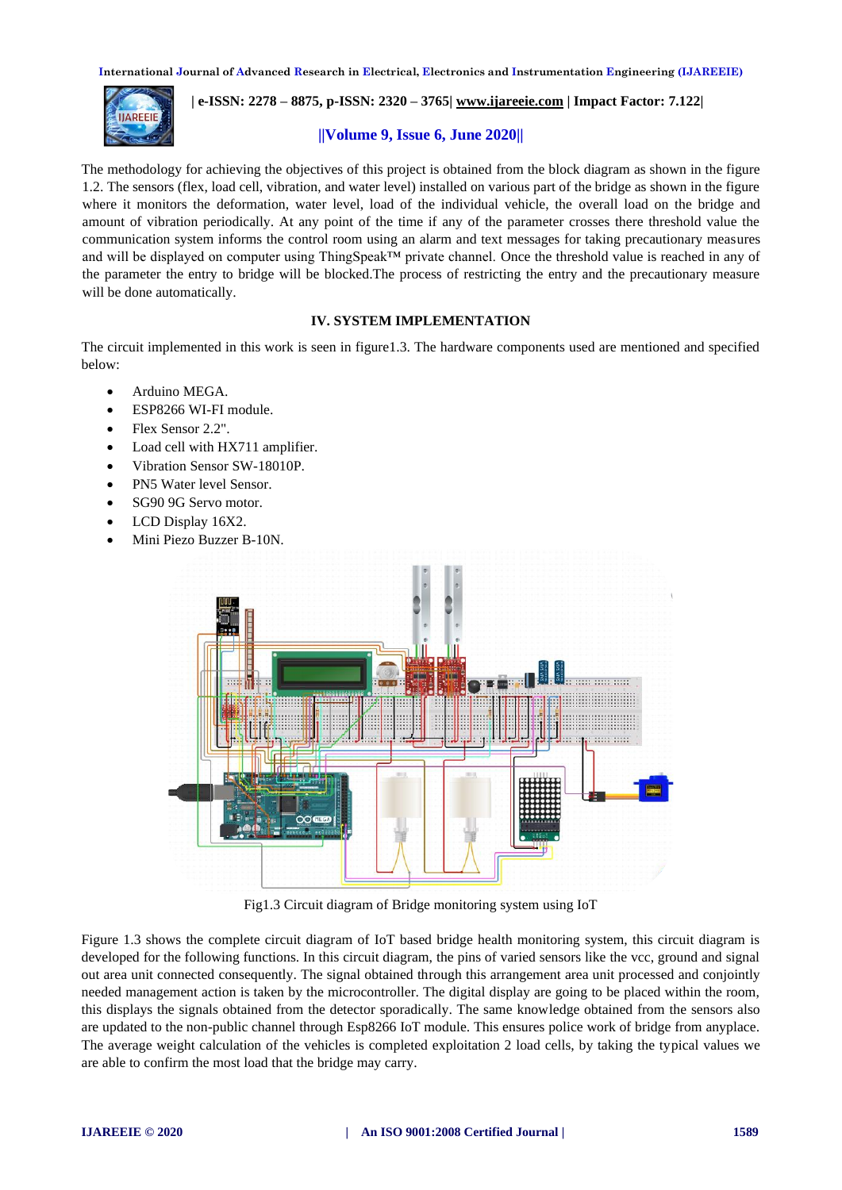The methodology for achieving the objectives of this project is obtained from the block diagram as shown in the figure 1.2. The sensors (flex, load cell, vibration, and water level) installed on various part of the bridge as shown in the figure where it monitors the deformation, water level, load of the individual vehicle, the overall load on the bridge and amount of vibration periodically. At any point of the time if any of the parameter crosses there threshold value the communication system informs the control room using an alarm and text messages for taking precautionary measures and will be displayed on computer using ThingSpeak™ private channel. Once the threshold value is reached in any of the parameter the entry to bridge will be blocked.The process of restricting the entry and the precautionary measure will be done automatically.

## IV. SYSTEM IMPLEMENTATION

The circuit implemented in this work is seen in figure1.3. The hardware components used are mentioned and specified below:

- Arduino MEGA.
- ESP8266 WI-FI module.
- Flex Sensor 2.2".
- Load cell with HX711 amplifier.
- Vibration Sensor SW-18010P.
- PN5 Water level Sensor.
- SG90 9G Servo motor.
- LCD Display 16X2.
- Mini Piezo Buzzer B-10N.

Fig1.3 Circuit diagram of Bridge monitoring system using IoT

Figure 1.3 shows the complete circuit diagram of IoT based bridge health monitoring system, this circuit diagram is developed for the following functions. In this circuit diagram, the pins of varied sensors like the vcc, ground and signal out area unit connected consequently. The signal obtained through this arrangement area unit processed and conjointly needed management action is taken by the microcontroller. The digital display are going to be placed within the room, this displays the signals obtained from the detector sporadically. The same knowledge obtained from the sensors also are updated to the non-public channel through Esp8266 IoT module. This ensures police work of bridge from anyplace. The average weight calculation of the vehicles is completed exploitation 2 load cells, by taking the typical values we are able to confirm the most load that the bridge may carry.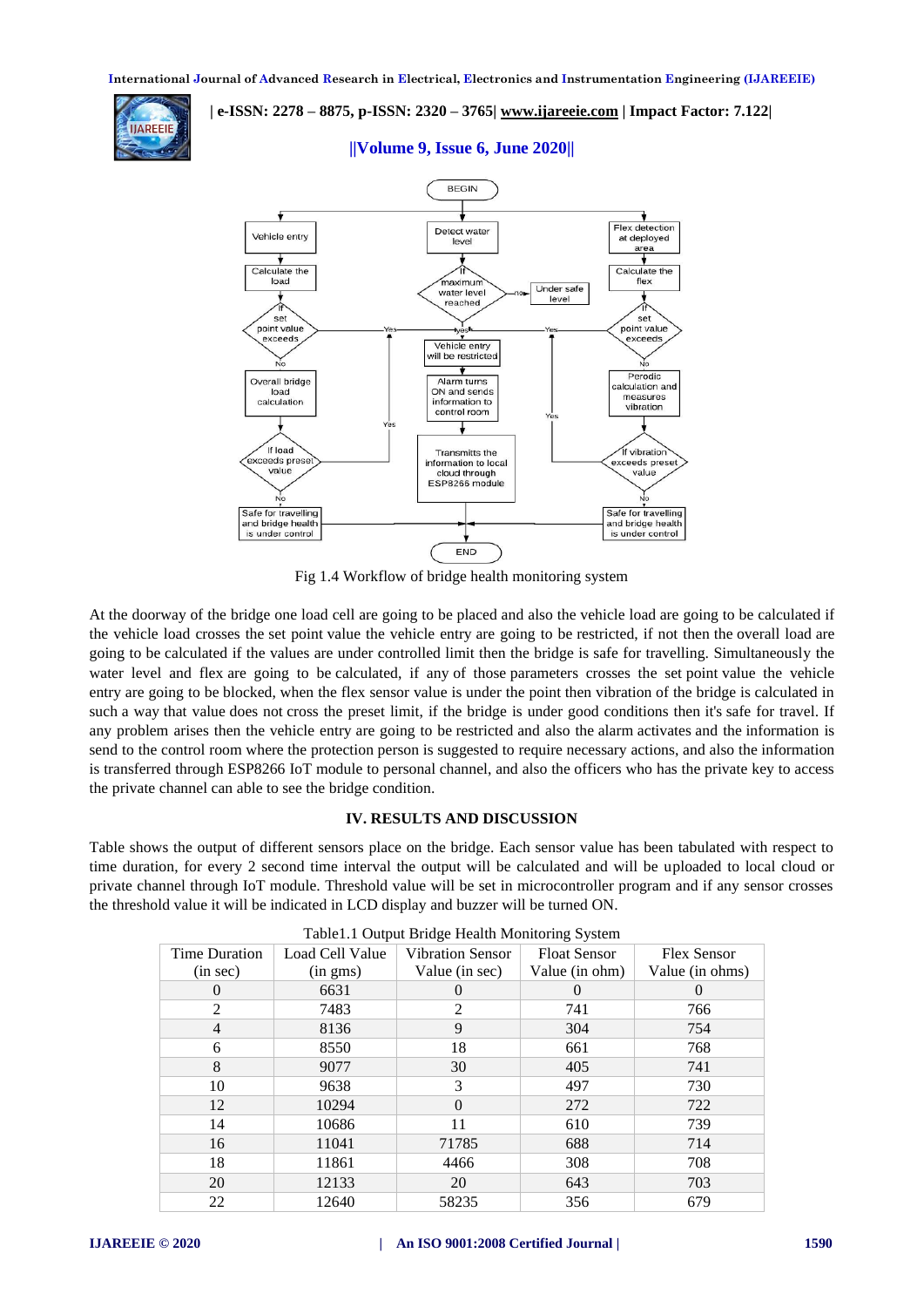Fig 1.4 Workflow of bridge health monitoring system

At the doorway of the bridge one load cell are going to be placed and also the vehicle load are going to be calculated if the vehicle load crosses the set point value the vehicle entry are going to be restricted, if not then the overall load are going to be calculated if the values are under controlled limit then the bridge is safe for travelling. Simultaneously the water level and flex are going to be calculated, if any of those parameters crosses the set point value the vehicle entry are going to be blocked, when the flex sensor value is under the point then vibration of the bridge is calculated in such a way that value does not cross the preset limit, if the bridge is under good conditions then it's safe for travel. If any problem arises then the vehicle entry are going to be restricted and also the alarm activates and the information is send to the control room where the protection person is suggested to require necessary actions, and also the information is transferred through ESP8266 IoT module to personal channel, and also the officers who has the private key to access the private channel can able to see the bridge condition.

## IV. RESULTS AND DISCUSSION

Table shows the output of different sensors place on the bridge. Each sensor value has been tabulated with respect to time duration, for every 2 second time interval the output will be calculated and will be uploaded to local cloud or private channel through IoT module. Threshold value will be set in microcontroller program and if any sensor crosses the threshold value it will be indicated in LCD display and buzzer will be turned ON.

Table1.1 Output Bridge Health Monitoring System

| Time Duration (in sec) | Load Cell Value (in gms) | Vibration Sensor Value (in sec) | Float Sensor Value (in ohm) | Flex Sensor Value (in ohms) |
|---|---|---|---|---|
| 0 | 6631 | 0 | 0 | 0 |
| 2 | 7483 | 2 | 741 | 766 |
| 4 | 8136 | 9 | 304 | 754 |
| 6 | 8550 | 18 | 661 | 768 |
| 8 | 9077 | 30 | 405 | 741 |
| 10 | 9638 | 3 | 497 | 730 |
| 12 | 10294 | 0 | 272 | 722 |
| 14 | 10686 | 11 | 610 | 739 |
| 16 | 11041 | 71785 | 688 | 714 |
| 18 | 11861 | 4466 | 308 | 708 |
| 20 | 12133 | 20 | 643 | 703 |
| 22 | 12640 | 58235 | 356 | 679 |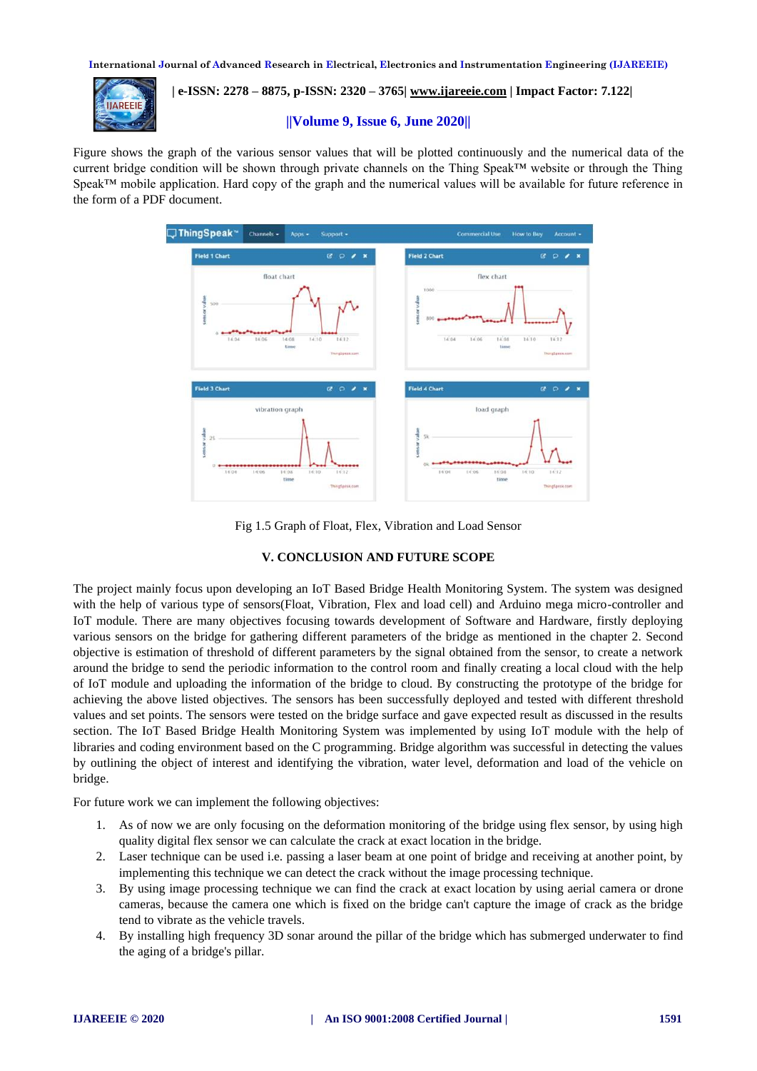Figure shows the graph of the various sensor values that will be plotted continuously and the numerical data of the current bridge condition will be shown through private channels on the Thing Speak™ website or through the Thing Speak™ mobile application. Hard copy of the graph and the numerical values will be available for future reference in the form of a PDF document.

Fig 1.5 Graph of Float, Flex, Vibration and Load Sensor

## V. CONCLUSION AND FUTURE SCOPE

The project mainly focus upon developing an IoT Based Bridge Health Monitoring System. The system was designed with the help of various type of sensors(Float, Vibration, Flex and load cell) and Arduino mega micro-controller and IoT module. There are many objectives focusing towards development of Software and Hardware, firstly deploying various sensors on the bridge for gathering different parameters of the bridge as mentioned in the chapter 2. Second objective is estimation of threshold of different parameters by the signal obtained from the sensor, to create a network around the bridge to send the periodic information to the control room and finally creating a local cloud with the help of IoT module and uploading the information of the bridge to cloud. By constructing the prototype of the bridge for achieving the above listed objectives. The sensors has been successfully deployed and tested with different threshold values and set points. The sensors were tested on the bridge surface and gave expected result as discussed in the results section. The IoT Based Bridge Health Monitoring System was implemented by using IoT module with the help of libraries and coding environment based on the C programming. Bridge algorithm was successful in detecting the values by outlining the object of interest and identifying the vibration, water level, deformation and load of the vehicle on bridge.

For future work we can implement the following objectives:

1. As of now we are only focusing on the deformation monitoring of the bridge using flex sensor, by using high quality digital flex sensor we can calculate the crack at exact location in the bridge.
2. Laser technique can be used i.e. passing a laser beam at one point of bridge and receiving at another point, by implementing this technique we can detect the crack without the image processing technique.
3. By using image processing technique we can find the crack at exact location by using aerial camera or drone cameras, because the camera one which is fixed on the bridge can't capture the image of crack as the bridge tend to vibrate as the vehicle travels.
4. By installing high frequency 3D sonar around the pillar of the bridge which has submerged underwater to find the aging of a bridge's pillar.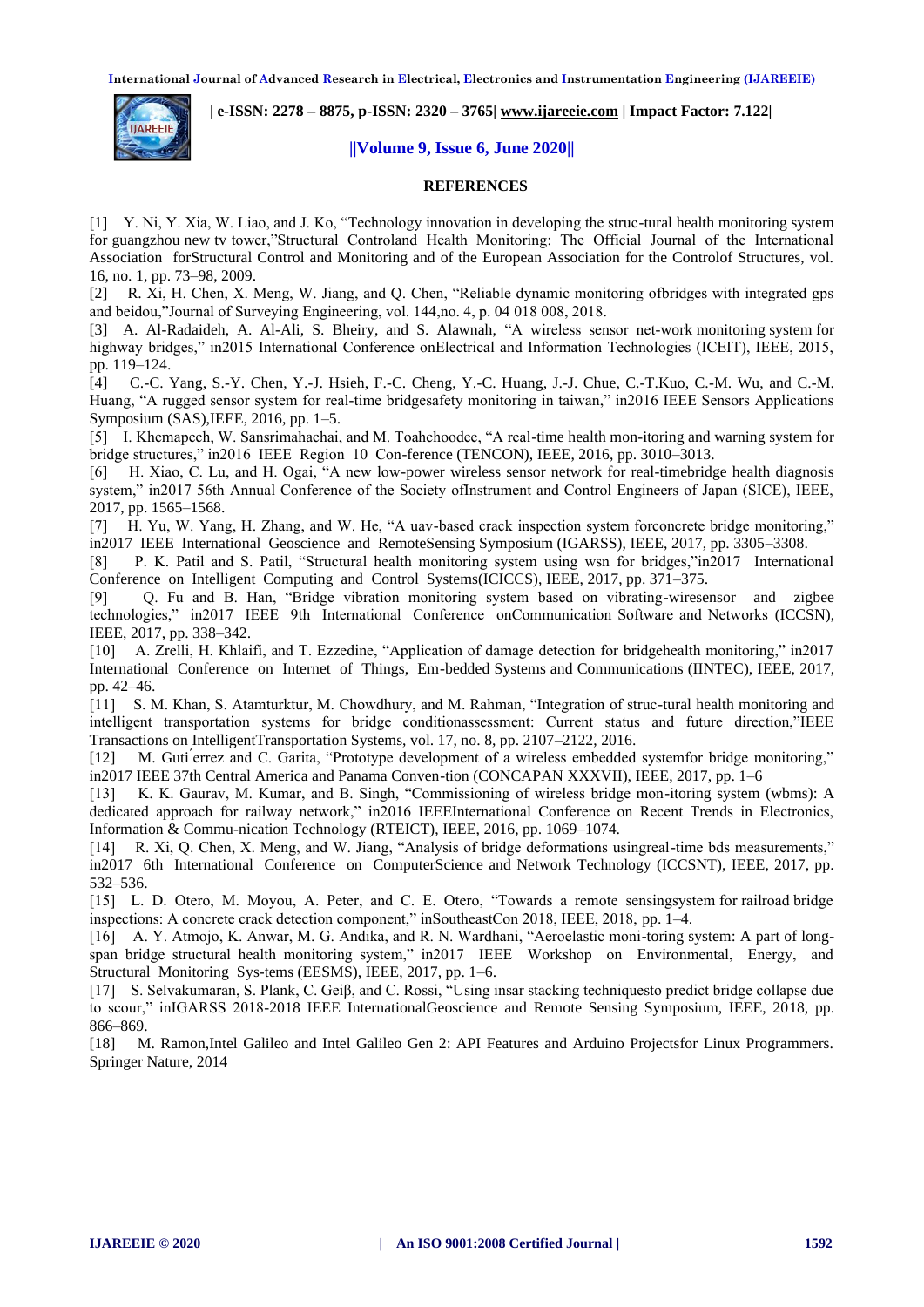## REFERENCES

[1] Y. Ni, Y. Xia, W. Liao, and J. Ko, "Technology innovation in developing the struc-tural health monitoring system for guangzhou new tv tower,"Structural Controland Health Monitoring: The Official Journal of the International Association forStructural Control and Monitoring and of the European Association for the Controlof Structures, vol. 16, no. 1, pp. 73–98, 2009.

[2] R. Xi, H. Chen, X. Meng, W. Jiang, and Q. Chen, "Reliable dynamic monitoring ofbridges with integrated gps and beidou,"Journal of Surveying Engineering, vol. 144,no. 4, p. 04 018 008, 2018.

[3] A. Al-Radaideh, A. Al-Ali, S. Bheiry, and S. Alawnah, "A wireless sensor net-work monitoring system for highway bridges," in2015 International Conference onElectrical and Information Technologies (ICEIT), IEEE, 2015, pp. 119–124.

[4] C.-C. Yang, S.-Y. Chen, Y.-J. Hsieh, F.-C. Cheng, Y.-C. Huang, J.-J. Chue, C.-T.Kuo, C.-M. Wu, and C.-M. Huang, "A rugged sensor system for real-time bridgesafety monitoring in taiwan," in2016 IEEE Sensors Applications Symposium (SAS),IEEE, 2016, pp. 1–5.

[5] I. Khemapech, W. Sansrimahachai, and M. Toahchoodee, "A real-time health mon-itoring and warning system for bridge structures," in2016 IEEE Region 10 Con-ference (TENCON), IEEE, 2016, pp. 3010–3013.

[6] H. Xiao, C. Lu, and H. Ogai, "A new low-power wireless sensor network for real-timebridge health diagnosis system," in2017 56th Annual Conference of the Society ofInstrument and Control Engineers of Japan (SICE), IEEE, 2017, pp. 1565–1568.

[7] H. Yu, W. Yang, H. Zhang, and W. He, "A uav-based crack inspection system forconcrete bridge monitoring," in2017 IEEE International Geoscience and RemoteSensing Symposium (IGARSS), IEEE, 2017, pp. 3305–3308.

[8] P. K. Patil and S. Patil, "Structural health monitoring system using wsn for bridges,"in2017 International Conference on Intelligent Computing and Control Systems(ICICCS), IEEE, 2017, pp. 371–375.

[9] Q. Fu and B. Han, "Bridge vibration monitoring system based on vibrating-wiresensor and zigbee technologies," in2017 IEEE 9th International Conference onCommunication Software and Networks (ICCSN), IEEE, 2017, pp. 338–342.

[10] A. Zrelli, H. Khlaifi, and T. Ezzedine, "Application of damage detection for bridgehealth monitoring," in2017 International Conference on Internet of Things, Em-bedded Systems and Communications (IINTEC), IEEE, 2017, pp. 42–46.

[11] S. M. Khan, S. Atamturktur, M. Chowdhury, and M. Rahman, "Integration of struc-tural health monitoring and intelligent transportation systems for bridge conditionassessment: Current status and future direction,"IEEE Transactions on IntelligentTransportation Systems, vol. 17, no. 8, pp. 2107–2122, 2016.

[12] M. Guti ́errez and C. Garita, "Prototype development of a wireless embedded systemfor bridge monitoring," in2017 IEEE 37th Central America and Panama Conven-tion (CONCAPAN XXXVII), IEEE, 2017, pp. 1–6

[13] K. K. Gaurav, M. Kumar, and B. Singh, "Commissioning of wireless bridge mon-itoring system (wbms): A dedicated approach for railway network," in2016 IEEEInternational Conference on Recent Trends in Electronics, Information & Commu-nication Technology (RTEICT), IEEE, 2016, pp. 1069–1074.

[14] R. Xi, Q. Chen, X. Meng, and W. Jiang, "Analysis of bridge deformations usingreal-time bds measurements," in2017 6th International Conference on ComputerScience and Network Technology (ICCSNT), IEEE, 2017, pp. 532–536.

[15] L. D. Otero, M. Moyou, A. Peter, and C. E. Otero, "Towards a remote sensingsystem for railroad bridge inspections: A concrete crack detection component," inSoutheastCon 2018, IEEE, 2018, pp. 1–4.

[16] A. Y. Atmojo, K. Anwar, M. G. Andika, and R. N. Wardhani, "Aeroelastic moni-toring system: A part of long-span bridge structural health monitoring system," in2017 IEEE Workshop on Environmental, Energy, and Structural Monitoring Sys-tems (EESMS), IEEE, 2017, pp. 1–6.

[17] S. Selvakumaran, S. Plank, C. Geiβ, and C. Rossi, "Using insar stacking techniquesto predict bridge collapse due to scour," inIGARSS 2018-2018 IEEE InternationalGeoscience and Remote Sensing Symposium, IEEE, 2018, pp. 866–869.

[18] M. Ramon,Intel Galileo and Intel Galileo Gen 2: API Features and Arduino Projectsfor Linux Programmers. Springer Nature, 2014